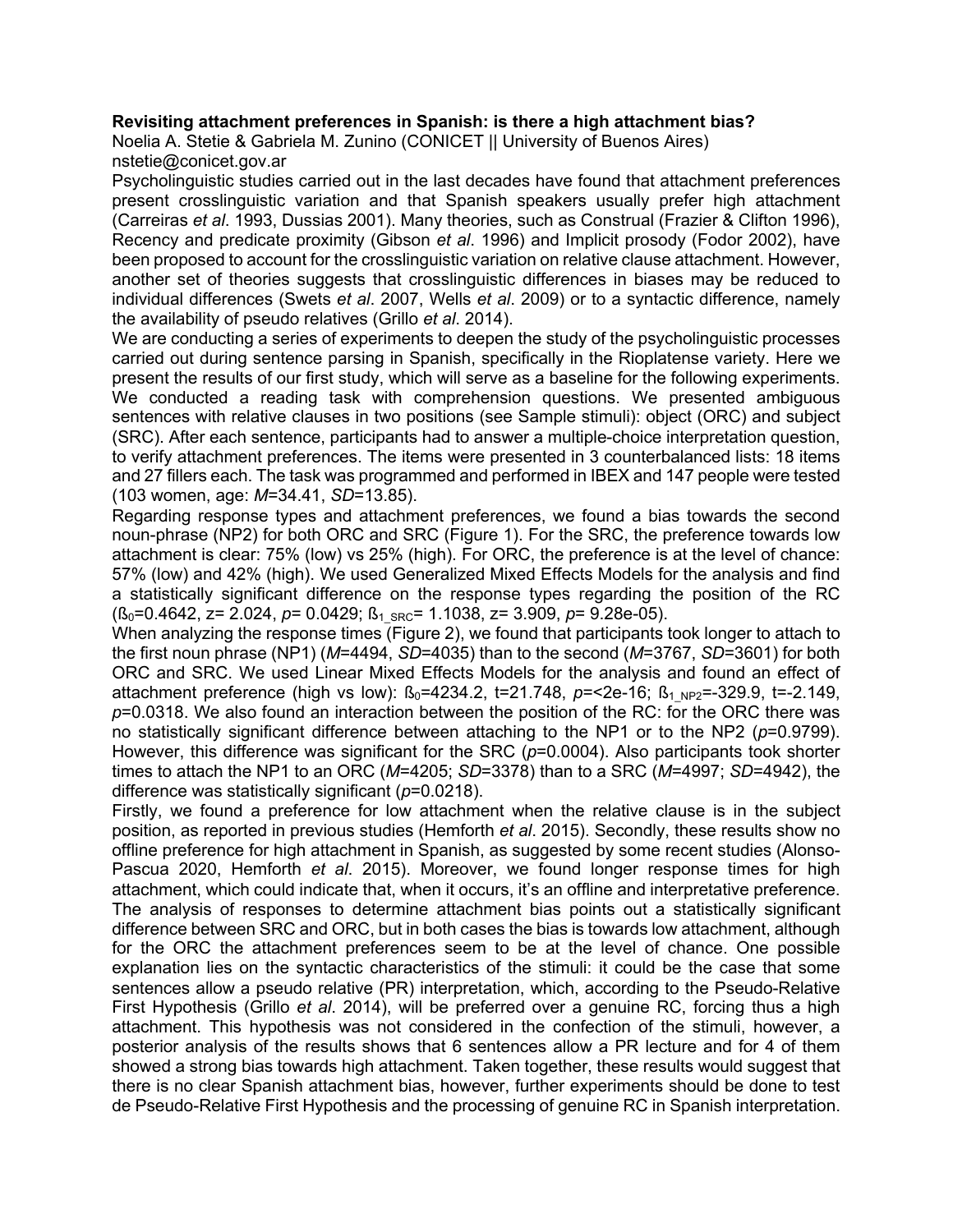**Revisiting attachment preferences in Spanish: is there a high attachment bias?**

Noelia A. Stetie & Gabriela M. Zunino (CONICET || University of Buenos Aires)

nstetie@conicet.gov.ar

Psycholinguistic studies carried out in the last decades have found that attachment preferences present crosslinguistic variation and that Spanish speakers usually prefer high attachment (Carreiras *et al*. 1993, Dussias 2001). Many theories, such as Construal (Frazier & Clifton 1996), Recency and predicate proximity (Gibson *et al*. 1996) and Implicit prosody (Fodor 2002), have been proposed to account for the crosslinguistic variation on relative clause attachment. However, another set of theories suggests that crosslinguistic differences in biases may be reduced to individual differences (Swets *et al*. 2007, Wells *et al*. 2009) or to a syntactic difference, namely the availability of pseudo relatives (Grillo *et al*. 2014).

We are conducting a series of experiments to deepen the study of the psycholinguistic processes carried out during sentence parsing in Spanish, specifically in the Rioplatense variety. Here we present the results of our first study, which will serve as a baseline for the following experiments. We conducted a reading task with comprehension questions. We presented ambiguous sentences with relative clauses in two positions (see Sample stimuli): object (ORC) and subject (SRC). After each sentence, participants had to answer a multiple-choice interpretation question, to verify attachment preferences. The items were presented in 3 counterbalanced lists: 18 items and 27 fillers each. The task was programmed and performed in IBEX and 147 people were tested (103 women, age: *M*=34.41, *SD*=13.85).

Regarding response types and attachment preferences, we found a bias towards the second noun-phrase (NP2) for both ORC and SRC (Figure 1). For the SRC, the preference towards low attachment is clear: 75% (low) vs 25% (high). For ORC, the preference is at the level of chance: 57% (low) and 42% (high). We used Generalized Mixed Effects Models for the analysis and find a statistically significant difference on the response types regarding the position of the RC ($ß_0$=0.4642, z= 2.024, *p*= 0.0429; $ß_{1\_SRC}$= 1.1038, z= 3.909, *p*= 9.28e-05).

When analyzing the response times (Figure 2), we found that participants took longer to attach to the first noun phrase (NP1) (*M*=4494, *SD*=4035) than to the second (*M*=3767, *SD*=3601) for both ORC and SRC. We used Linear Mixed Effects Models for the analysis and found an effect of attachment preference (high vs low): $ß_0$=4234.2, t=21.748, *p*=<2e-16; $ß_{1\_NP2}$=-329.9, t=-2.149, *p*=0.0318. We also found an interaction between the position of the RC: for the ORC there was no statistically significant difference between attaching to the NP1 or to the NP2 (*p*=0.9799). However, this difference was significant for the SRC (*p*=0.0004). Also participants took shorter times to attach the NP1 to an ORC (*M*=4205; *SD*=3378) than to a SRC (*M*=4997; *SD*=4942), the difference was statistically significant (*p*=0.0218).

Firstly, we found a preference for low attachment when the relative clause is in the subject position, as reported in previous studies (Hemforth *et al*. 2015). Secondly, these results show no offline preference for high attachment in Spanish, as suggested by some recent studies (Alonso-Pascua 2020, Hemforth *et al*. 2015). Moreover, we found longer response times for high attachment, which could indicate that, when it occurs, it's an offline and interpretative preference. The analysis of responses to determine attachment bias points out a statistically significant difference between SRC and ORC, but in both cases the bias is towards low attachment, although for the ORC the attachment preferences seem to be at the level of chance. One possible explanation lies on the syntactic characteristics of the stimuli: it could be the case that some sentences allow a pseudo relative (PR) interpretation, which, according to the Pseudo-Relative First Hypothesis (Grillo *et al*. 2014), will be preferred over a genuine RC, forcing thus a high attachment. This hypothesis was not considered in the confection of the stimuli, however, a posterior analysis of the results shows that 6 sentences allow a PR lecture and for 4 of them showed a strong bias towards high attachment. Taken together, these results would suggest that there is no clear Spanish attachment bias, however, further experiments should be done to test de Pseudo-Relative First Hypothesis and the processing of genuine RC in Spanish interpretation.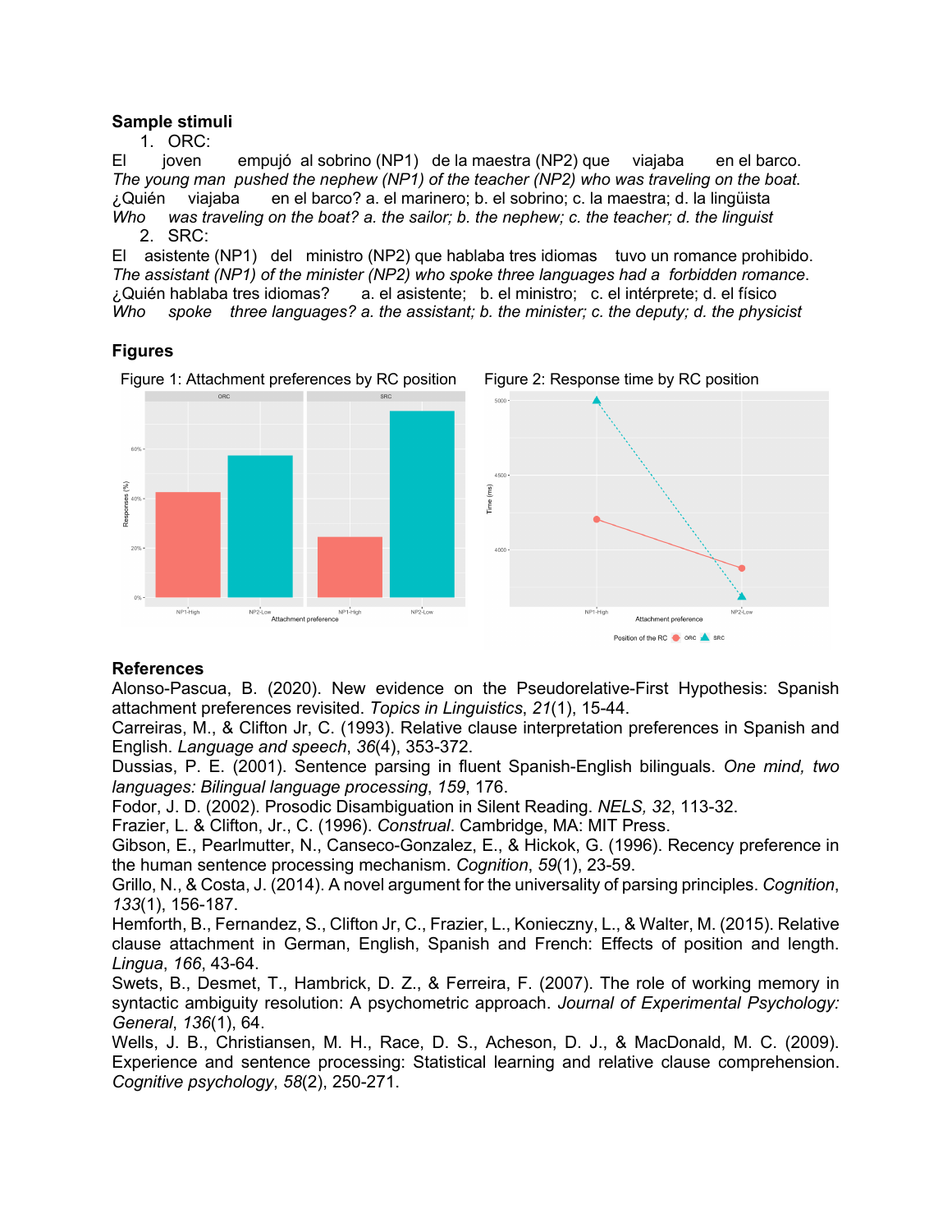**Sample stimuli**

1. ORC:

El joven empujó al sobrino (NP1) de la maestra (NP2) que viajaba en el barco.
*The young man pushed the nephew (NP1) of the teacher (NP2) who was traveling on the boat.*
¿Quién viajaba en el barco? a. el marinero; b. el sobrino; c. la maestra; d. la lingüista
*Who was traveling on the boat? a. the sailor; b. the nephew; c. the teacher; d. the linguist*

2. SRC:

El asistente (NP1) del ministro (NP2) que hablaba tres idiomas tuvo un romance prohibido.
*The assistant (NP1) of the minister (NP2) who spoke three languages had a forbidden romance.*
¿Quién hablaba tres idiomas? a. el asistente; b. el ministro; c. el intérprete; d. el físico
*Who spoke three languages? a. the assistant; b. the minister; c. the deputy; d. the physicist*

**Figures**

Figure 1: Attachment preferences by RC position

ORC
SRC
Responses (%)
0%
20%
40%
60%
NP1-High
NP2-Low
Attachment preference

Figure 2: Response time by RC position

Time (ms)
4000
4500
5000
NP1-High
NP2-Low
Attachment preference
Position of the RC ORC SRC

**References**

Alonso-Pascua, B. (2020). New evidence on the Pseudorelative-First Hypothesis: Spanish attachment preferences revisited. *Topics in Linguistics*, *21*(1), 15-44.
Carreiras, M., & Clifton Jr, C. (1993). Relative clause interpretation preferences in Spanish and English. *Language and speech*, *36*(4), 353-372.
Dussias, P. E. (2001). Sentence parsing in fluent Spanish-English bilinguals. *One mind, two languages: Bilingual language processing*, *159*, 176.
Fodor, J. D. (2002). Prosodic Disambiguation in Silent Reading. *NELS, 32*, 113-32.
Frazier, L. & Clifton, Jr., C. (1996). *Construal*. Cambridge, MA: MIT Press.
Gibson, E., Pearlmutter, N., Canseco-Gonzalez, E., & Hickok, G. (1996). Recency preference in the human sentence processing mechanism. *Cognition*, *59*(1), 23-59.
Grillo, N., & Costa, J. (2014). A novel argument for the universality of parsing principles. *Cognition*, *133*(1), 156-187.
Hemforth, B., Fernandez, S., Clifton Jr, C., Frazier, L., Konieczny, L., & Walter, M. (2015). Relative clause attachment in German, English, Spanish and French: Effects of position and length. *Lingua*, *166*, 43-64.
Swets, B., Desmet, T., Hambrick, D. Z., & Ferreira, F. (2007). The role of working memory in syntactic ambiguity resolution: A psychometric approach. *Journal of Experimental Psychology: General*, *136*(1), 64.
Wells, J. B., Christiansen, M. H., Race, D. S., Acheson, D. J., & MacDonald, M. C. (2009). Experience and sentence processing: Statistical learning and relative clause comprehension. *Cognitive psychology*, *58*(2), 250-271.